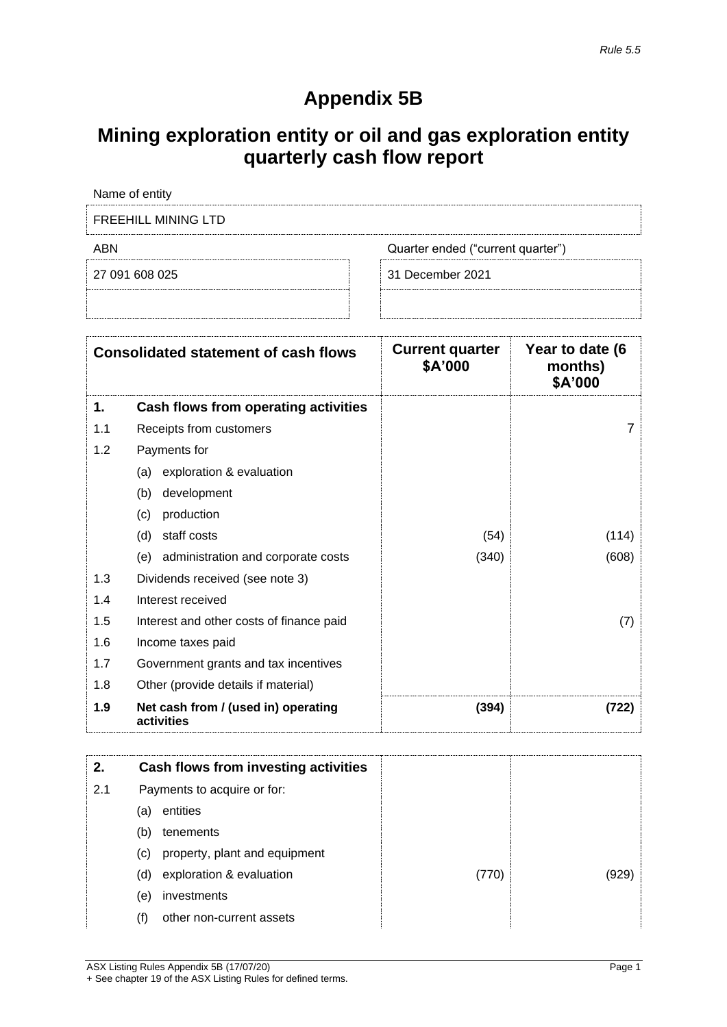*Rule 5.5*

# Appendix 5B

## Mining exploration entity or oil and gas exploration entity quarterly cash flow report

| Name of entity | |
|---|---|
| FREEHILL MINING LTD | |

| ABN | Quarter ended ("current quarter") |
|---|---|
| 27 091 608 025 | 31 December 2021 |

| Consolidated statement of cash flows | | Current quarter $A'000 | Year to date (6 months) $A'000 |
|---|---|---|---|
| **1.** | **Cash flows from operating activities** | | |
| 1.1 | Receipts from customers | | 7 |
| 1.2 | Payments for | | |
| | (a) exploration & evaluation | | |
| | (b) development | | |
| | (c) production | | |
| | (d) staff costs | (54) | (114) |
| | (e) administration and corporate costs | (340) | (608) |
| 1.3 | Dividends received (see note 3) | | |
| 1.4 | Interest received | | |
| 1.5 | Interest and other costs of finance paid | | (7) |
| 1.6 | Income taxes paid | | |
| 1.7 | Government grants and tax incentives | | |
| 1.8 | Other (provide details if material) | | |
| **1.9** | **Net cash from / (used in) operating activities** | **(394)** | **(722)** |

| | | | |
|---|---|---|---|
| **2.** | **Cash flows from investing activities** | | |
| 2.1 | Payments to acquire or for: | | |
| | (a) entities | | |
| | (b) tenements | | |
| | (c) property, plant and equipment | | |
| | (d) exploration & evaluation | (770) | (929) |
| | (e) investments | | |
| | (f) other non-current assets | | |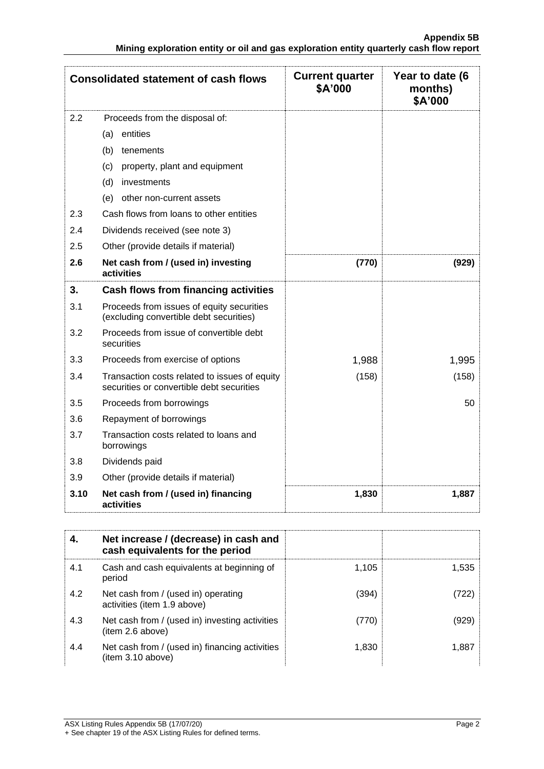| Consolidated statement of cash flows | | Current quarter $A'000 | Year to date (6 months) $A'000 |
|---|---|---|---|
| 2.2 | Proceeds from the disposal of: | | |
| | (a) entities | | |
| | (b) tenements | | |
| | (c) property, plant and equipment | | |
| | (d) investments | | |
| | (e) other non-current assets | | |
| 2.3 | Cash flows from loans to other entities | | |
| 2.4 | Dividends received (see note 3) | | |
| 2.5 | Other (provide details if material) | | |
| **2.6** | **Net cash from / (used in) investing activities** | **(770)** | **(929)** |
| **3.** | **Cash flows from financing activities** | | |
| 3.1 | Proceeds from issues of equity securities (excluding convertible debt securities) | | |
| 3.2 | Proceeds from issue of convertible debt securities | | |
| 3.3 | Proceeds from exercise of options | 1,988 | 1,995 |
| 3.4 | Transaction costs related to issues of equity securities or convertible debt securities | (158) | (158) |
| 3.5 | Proceeds from borrowings | | 50 |
| 3.6 | Repayment of borrowings | | |
| 3.7 | Transaction costs related to loans and borrowings | | |
| 3.8 | Dividends paid | | |
| 3.9 | Other (provide details if material) | | |
| **3.10** | **Net cash from / (used in) financing activities** | **1,830** | **1,887** |

| **4.** | **Net increase / (decrease) in cash and cash equivalents for the period** | | |
|---|---|---|---|
| 4.1 | Cash and cash equivalents at beginning of period | 1,105 | 1,535 |
| 4.2 | Net cash from / (used in) operating activities (item 1.9 above) | (394) | (722) |
| 4.3 | Net cash from / (used in) investing activities (item 2.6 above) | (770) | (929) |
| 4.4 | Net cash from / (used in) financing activities (item 3.10 above) | 1,830 | 1,887 |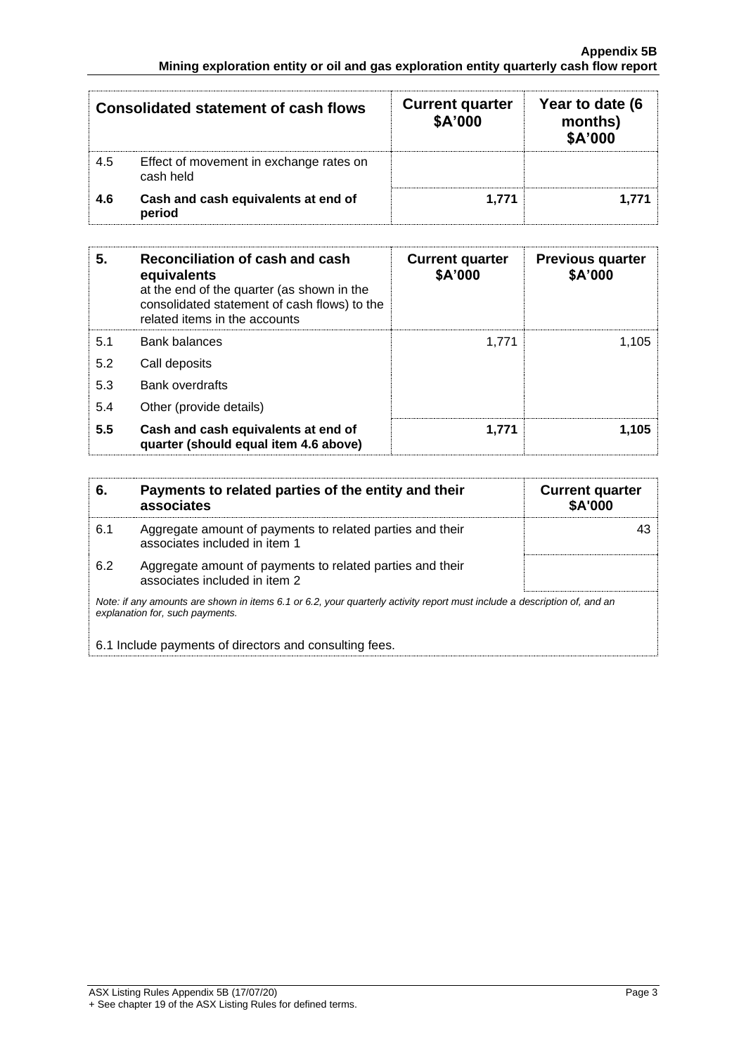| Consolidated statement of cash flows | | Current quarter $A'000 | Year to date (6 months) $A'000 |
|---|---|---|---|
| 4.5 | Effect of movement in exchange rates on cash held | | |
| **4.6** | **Cash and cash equivalents at end of period** | **1,771** | **1,771** |

| **5.** | **Reconciliation of cash and cash equivalents** at the end of the quarter (as shown in the consolidated statement of cash flows) to the related items in the accounts | **Current quarter $A'000** | **Previous quarter $A'000** |
|---|---|---|---|
| 5.1 | Bank balances | 1,771 | 1,105 |
| 5.2 | Call deposits | | |
| 5.3 | Bank overdrafts | | |
| 5.4 | Other (provide details) | | |
| **5.5** | **Cash and cash equivalents at end of quarter (should equal item 4.6 above)** | **1,771** | **1,105** |

| **6.** | **Payments to related parties of the entity and their associates** | **Current quarter $A'000** |
|---|---|---|
| 6.1 | Aggregate amount of payments to related parties and their associates included in item 1 | 43 |
| 6.2 | Aggregate amount of payments to related parties and their associates included in item 2 | |

*Note: if any amounts are shown in items 6.1 or 6.2, your quarterly activity report must include a description of, and an explanation for, such payments.*

6.1 Include payments of directors and consulting fees.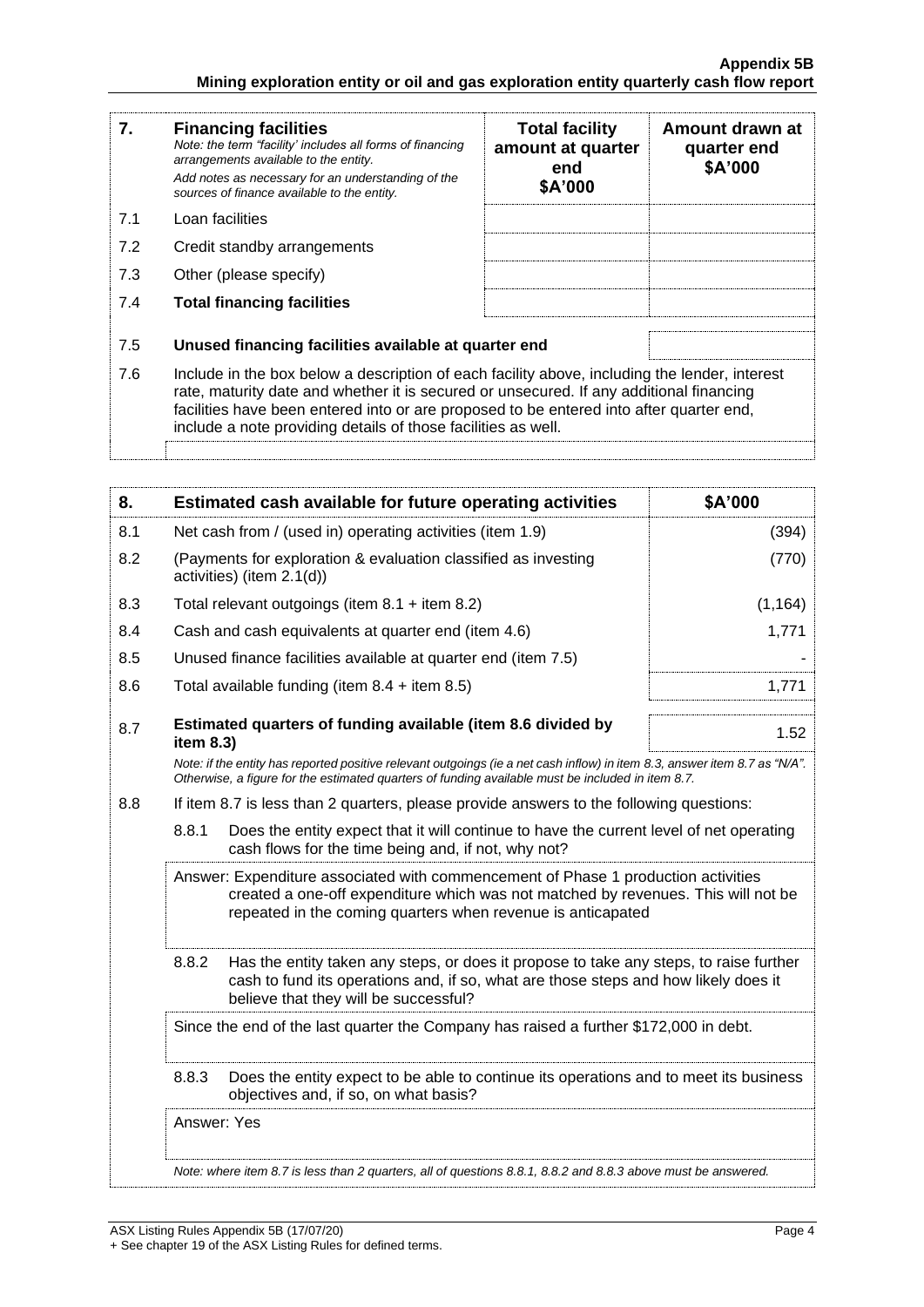| 7. | **Financing facilities** *Note: the term "facility' includes all forms of financing arrangements available to the entity.* *Add notes as necessary for an understanding of the sources of finance available to the entity.* | **Total facility amount at quarter end $A'000** | **Amount drawn at quarter end $A'000** |
|---|---|---|---|
| 7.1 | Loan facilities | | |
| 7.2 | Credit standby arrangements | | |
| 7.3 | Other (please specify) | | |
| 7.4 | **Total financing facilities** | | |
| 7.5 | **Unused financing facilities available at quarter end** | | |

7.6 Include in the box below a description of each facility above, including the lender, interest rate, maturity date and whether it is secured or unsecured. If any additional financing facilities have been entered into or are proposed to be entered into after quarter end, include a note providing details of those facilities as well.

| 8. | **Estimated cash available for future operating activities** | **$A'000** |
|---|---|---|
| 8.1 | Net cash from / (used in) operating activities (item 1.9) | (394) |
| 8.2 | (Payments for exploration & evaluation classified as investing activities) (item 2.1(d)) | (770) |
| 8.3 | Total relevant outgoings (item 8.1 + item 8.2) | (1,164) |
| 8.4 | Cash and cash equivalents at quarter end (item 4.6) | 1,771 |
| 8.5 | Unused finance facilities available at quarter end (item 7.5) | - |
| 8.6 | Total available funding (item 8.4 + item 8.5) | 1,771 |
| 8.7 | **Estimated quarters of funding available (item 8.6 divided by item 8.3)** | 1.52 |

*Note: if the entity has reported positive relevant outgoings (ie a net cash inflow) in item 8.3, answer item 8.7 as "N/A". Otherwise, a figure for the estimated quarters of funding available must be included in item 8.7.*

8.8 If item 8.7 is less than 2 quarters, please provide answers to the following questions:

8.8.1 Does the entity expect that it will continue to have the current level of net operating cash flows for the time being and, if not, why not?

Answer: Expenditure associated with commencement of Phase 1 production activities created a one-off expenditure which was not matched by revenues. This will not be repeated in the coming quarters when revenue is anticapated

8.8.2 Has the entity taken any steps, or does it propose to take any steps, to raise further cash to fund its operations and, if so, what are those steps and how likely does it believe that they will be successful?

Since the end of the last quarter the Company has raised a further $172,000 in debt.

8.8.3 Does the entity expect to be able to continue its operations and to meet its business objectives and, if so, on what basis?

Answer: Yes

*Note: where item 8.7 is less than 2 quarters, all of questions 8.8.1, 8.8.2 and 8.8.3 above must be answered.*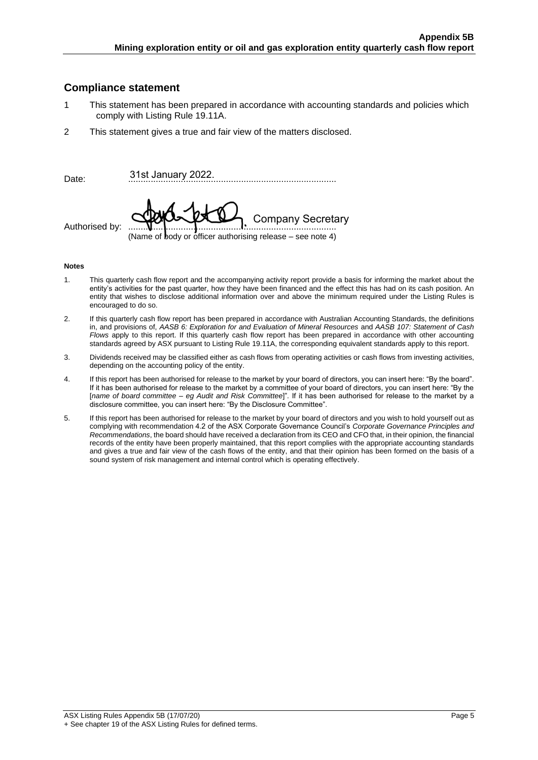## Compliance statement

1. This statement has been prepared in accordance with accounting standards and policies which comply with Listing Rule 19.11A.
2. This statement gives a true and fair view of the matters disclosed.

Date: 31st January 2022.

Authorised by: Company Secretary
(Name of body or officer authorising release – see note 4)

**Notes**

1. This quarterly cash flow report and the accompanying activity report provide a basis for informing the market about the entity's activities for the past quarter, how they have been financed and the effect this has had on its cash position. An entity that wishes to disclose additional information over and above the minimum required under the Listing Rules is encouraged to do so.
2. If this quarterly cash flow report has been prepared in accordance with Australian Accounting Standards, the definitions in, and provisions of, *AASB 6: Exploration for and Evaluation of Mineral Resources* and *AASB 107: Statement of Cash Flows* apply to this report. If this quarterly cash flow report has been prepared in accordance with other accounting standards agreed by ASX pursuant to Listing Rule 19.11A, the corresponding equivalent standards apply to this report.
3. Dividends received may be classified either as cash flows from operating activities or cash flows from investing activities, depending on the accounting policy of the entity.
4. If this report has been authorised for release to the market by your board of directors, you can insert here: "By the board". If it has been authorised for release to the market by a committee of your board of directors, you can insert here: "By the [*name of board committee – eg Audit and Risk Committee*]". If it has been authorised for release to the market by a disclosure committee, you can insert here: "By the Disclosure Committee".
5. If this report has been authorised for release to the market by your board of directors and you wish to hold yourself out as complying with recommendation 4.2 of the ASX Corporate Governance Council's *Corporate Governance Principles and Recommendations*, the board should have received a declaration from its CEO and CFO that, in their opinion, the financial records of the entity have been properly maintained, that this report complies with the appropriate accounting standards and gives a true and fair view of the cash flows of the entity, and that their opinion has been formed on the basis of a sound system of risk management and internal control which is operating effectively.